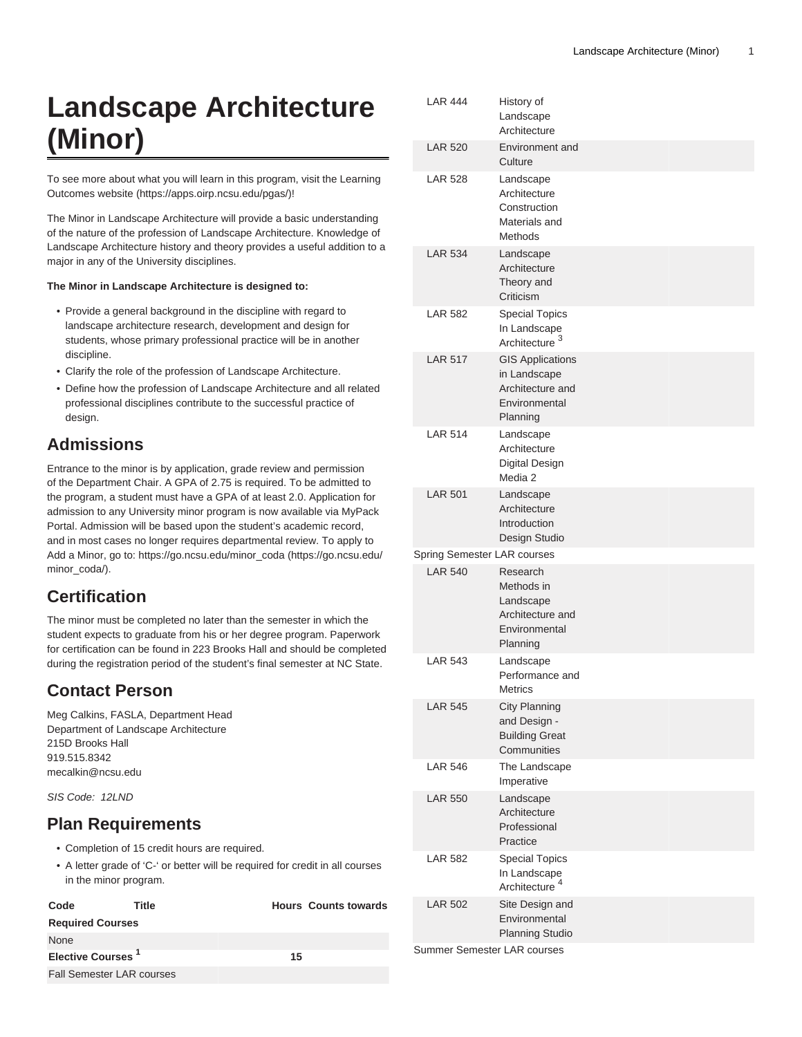# Landscape Architecture (Minor)

To see more about what you will learn in this program, visit the Learning Outcomes website (https://apps.oirp.ncsu.edu/pgas/)!

The Minor in Landscape Architecture will provide a basic understanding of the nature of the profession of Landscape Architecture. Knowledge of Landscape Architecture history and theory provides a useful addition to a major in any of the University disciplines.

**The Minor in Landscape Architecture is designed to:**

- Provide a general background in the discipline with regard to landscape architecture research, development and design for students, whose primary professional practice will be in another discipline.
- Clarify the role of the profession of Landscape Architecture.
- Define how the profession of Landscape Architecture and all related professional disciplines contribute to the successful practice of design.

## Admissions

Entrance to the minor is by application, grade review and permission of the Department Chair. A GPA of 2.75 is required. To be admitted to the program, a student must have a GPA of at least 2.0. Application for admission to any University minor program is now available via MyPack Portal. Admission will be based upon the student's academic record, and in most cases no longer requires departmental review. To apply to Add a Minor, go to: https://go.ncsu.edu/minor_coda (https://go.ncsu.edu/minor_coda/).

## Certification

The minor must be completed no later than the semester in which the student expects to graduate from his or her degree program. Paperwork for certification can be found in 223 Brooks Hall and should be completed during the registration period of the student's final semester at NC State.

## Contact Person

Meg Calkins, FASLA, Department Head
Department of Landscape Architecture
215D Brooks Hall
919.515.8342
mecalkin@ncsu.edu

*SIS Code: 12LND*

## Plan Requirements

- Completion of 15 credit hours are required.
- A letter grade of 'C-' or better will be required for credit in all courses in the minor program.

| Code | Title | Hours | Counts towards |
|---|---|---|---|
| **Required Courses** | | | |
| None | | | |
| **Elective Courses [1]** | | **15** | |
| Fall Semester LAR courses | | | |
| LAR 444 | History of Landscape Architecture | | |
| LAR 520 | Environment and Culture | | |
| LAR 528 | Landscape Architecture Construction Materials and Methods | | |
| LAR 534 | Landscape Architecture Theory and Criticism | | |
| LAR 582 | Special Topics In Landscape Architecture [3] | | |
| LAR 517 | GIS Applications in Landscape Architecture and Environmental Planning | | |
| LAR 514 | Landscape Architecture Digital Design Media 2 | | |
| LAR 501 | Landscape Architecture Introduction Design Studio | | |
| Spring Semester LAR courses | | | |
| LAR 540 | Research Methods in Landscape Architecture and Environmental Planning | | |
| LAR 543 | Landscape Performance and Metrics | | |
| LAR 545 | City Planning and Design - Building Great Communities | | |
| LAR 546 | The Landscape Imperative | | |
| LAR 550 | Landscape Architecture Professional Practice | | |
| LAR 582 | Special Topics In Landscape Architecture [4] | | |
| LAR 502 | Site Design and Environmental Planning Studio | | |
| Summer Semester LAR courses | | | |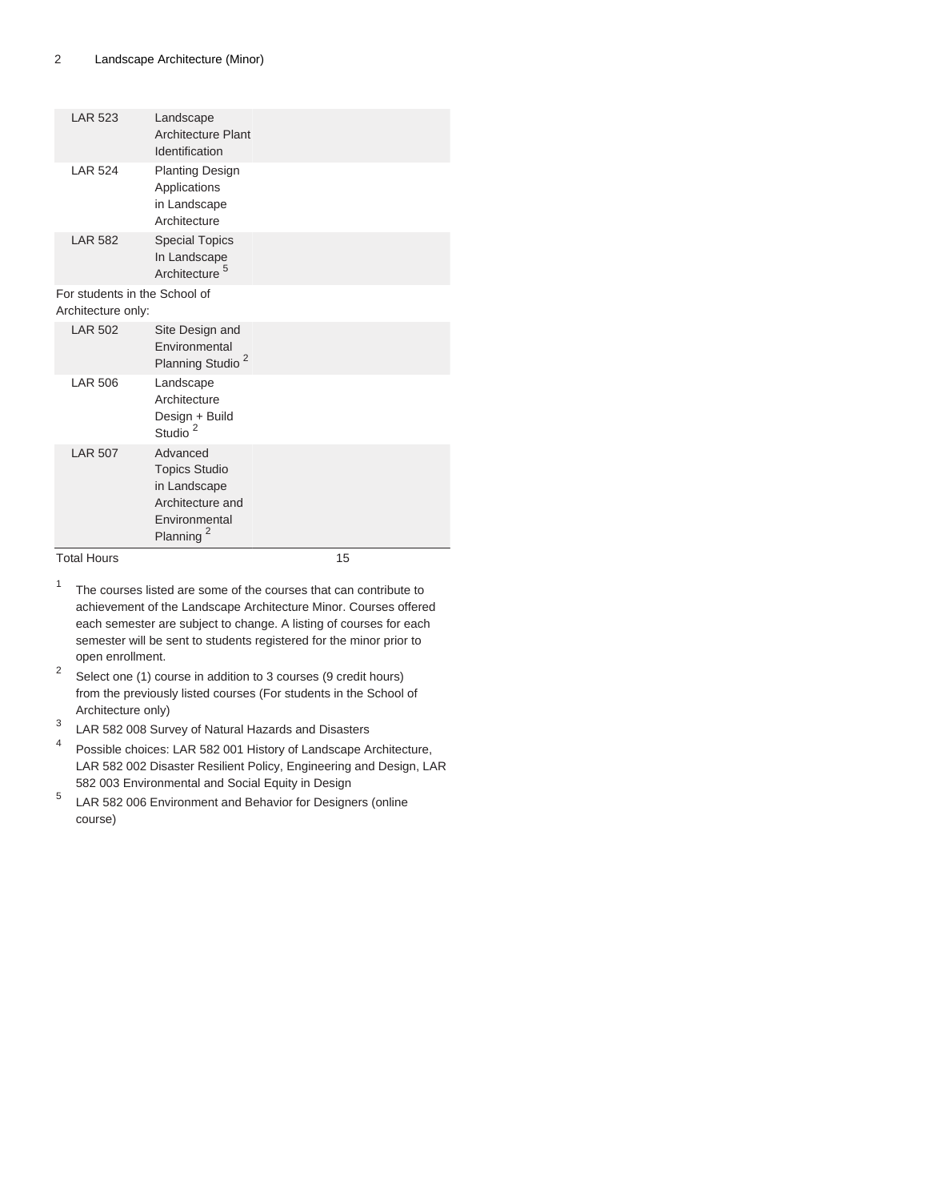| | | |
|---|---|---|
| LAR 523 | Landscape Architecture Plant Identification | |
| LAR 524 | Planting Design Applications in Landscape Architecture | |
| LAR 582 | Special Topics In Landscape Architecture [5] | |
| For students in the School of Architecture only: | | |
| LAR 502 | Site Design and Environmental Planning Studio [2] | |
| LAR 506 | Landscape Architecture Design + Build Studio [2] | |
| LAR 507 | Advanced Topics Studio in Landscape Architecture and Environmental Planning [2] | |
| Total Hours | | 15 |

[1] The courses listed are some of the courses that can contribute to achievement of the Landscape Architecture Minor. Courses offered each semester are subject to change. A listing of courses for each semester will be sent to students registered for the minor prior to open enrollment.

[2] Select one (1) course in addition to 3 courses (9 credit hours) from the previously listed courses (For students in the School of Architecture only)

[3] LAR 582 008 Survey of Natural Hazards and Disasters

[4] Possible choices: LAR 582 001 History of Landscape Architecture, LAR 582 002 Disaster Resilient Policy, Engineering and Design, LAR 582 003 Environmental and Social Equity in Design

[5] LAR 582 006 Environment and Behavior for Designers (online course)